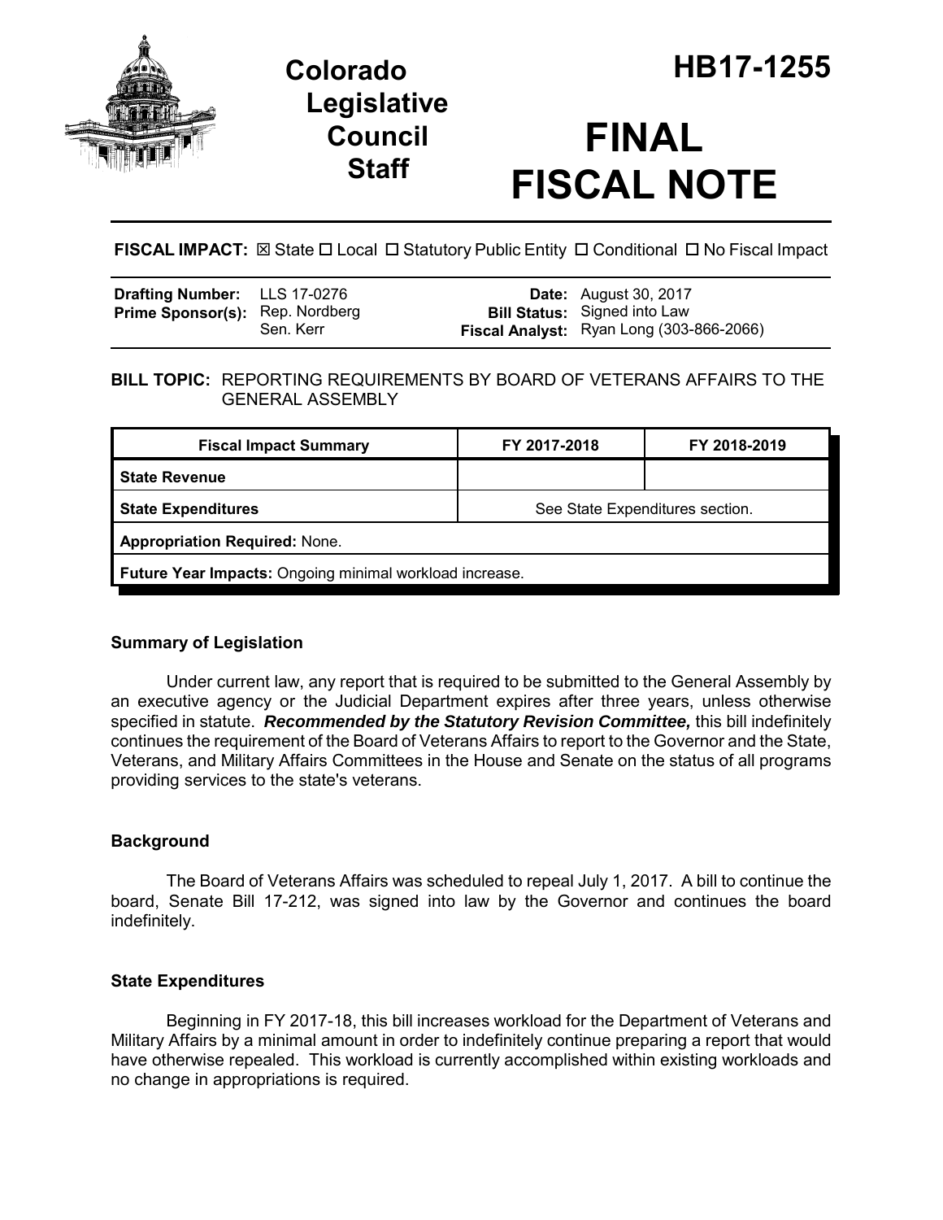# Colorado Legislative Council Staff

# HB17-1255

# FINAL FISCAL NOTE

**FISCAL IMPACT:** ☒ State ☐ Local ☐ Statutory Public Entity ☐ Conditional ☐ No Fiscal Impact

| | | | |
|---|---|---|---|
| **Drafting Number:** | LLS 17-0276 | **Date:** | August 30, 2017 |
| **Prime Sponsor(s):** | Rep. Nordberg<br>Sen. Kerr | **Bill Status:** | Signed into Law |
| | | **Fiscal Analyst:** | Ryan Long (303-866-2066) |

**BILL TOPIC:** REPORTING REQUIREMENTS BY BOARD OF VETERANS AFFAIRS TO THE GENERAL ASSEMBLY

| Fiscal Impact Summary | FY 2017-2018 | FY 2018-2019 |
|---|---|---|
| **State Revenue** | | |
| **State Expenditures** | See State Expenditures section. | |
| **Appropriation Required:** None. | | |
| **Future Year Impacts:** Ongoing minimal workload increase. | | |

### Summary of Legislation

Under current law, any report that is required to be submitted to the General Assembly by an executive agency or the Judicial Department expires after three years, unless otherwise specified in statute. ***Recommended by the Statutory Revision Committee,*** this bill indefinitely continues the requirement of the Board of Veterans Affairs to report to the Governor and the State, Veterans, and Military Affairs Committees in the House and Senate on the status of all programs providing services to the state's veterans.

### Background

The Board of Veterans Affairs was scheduled to repeal July 1, 2017. A bill to continue the board, Senate Bill 17-212, was signed into law by the Governor and continues the board indefinitely.

### State Expenditures

Beginning in FY 2017-18, this bill increases workload for the Department of Veterans and Military Affairs by a minimal amount in order to indefinitely continue preparing a report that would have otherwise repealed. This workload is currently accomplished within existing workloads and no change in appropriations is required.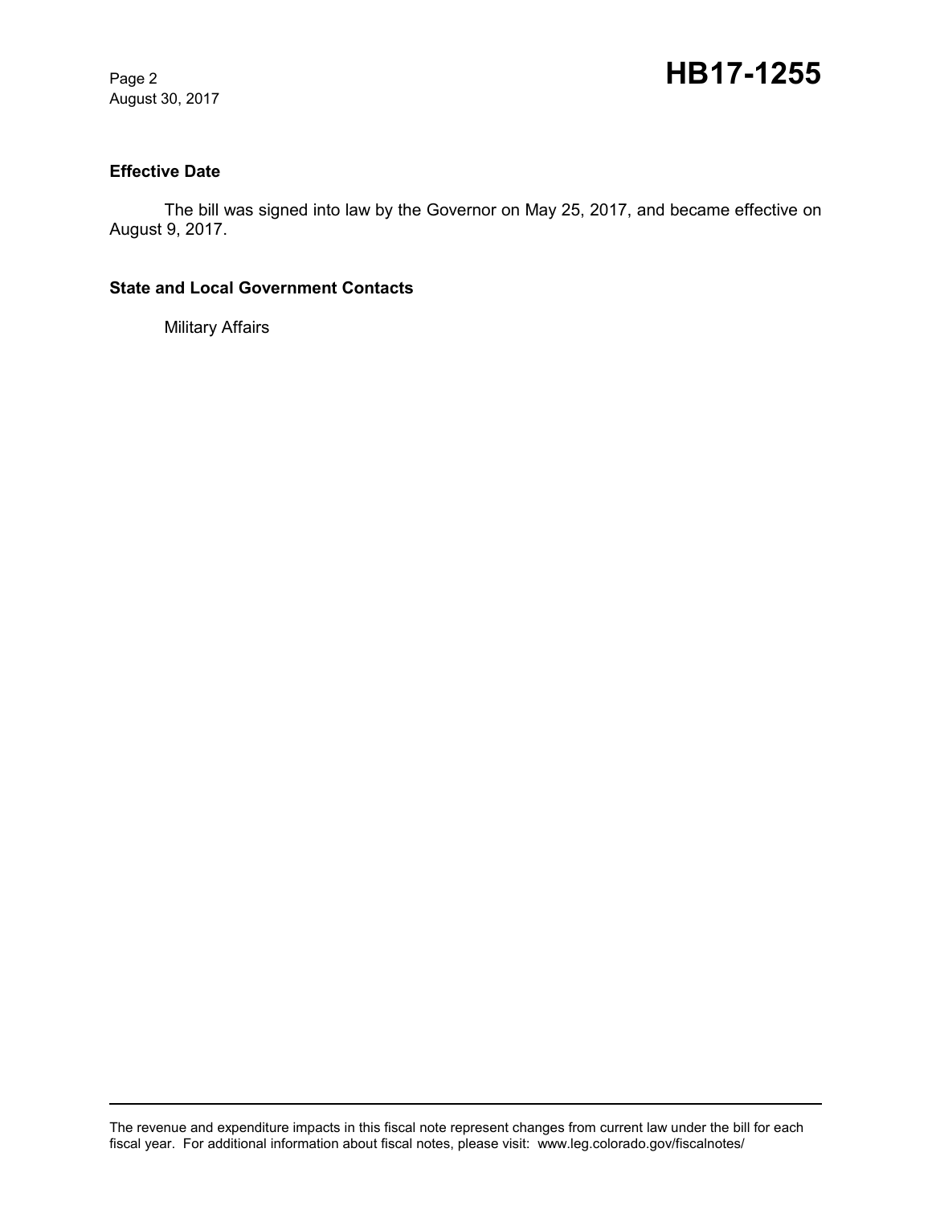### Effective Date

The bill was signed into law by the Governor on May 25, 2017, and became effective on August 9, 2017.

### State and Local Government Contacts

Military Affairs

The revenue and expenditure impacts in this fiscal note represent changes from current law under the bill for each fiscal year. For additional information about fiscal notes, please visit: www.leg.colorado.gov/fiscalnotes/